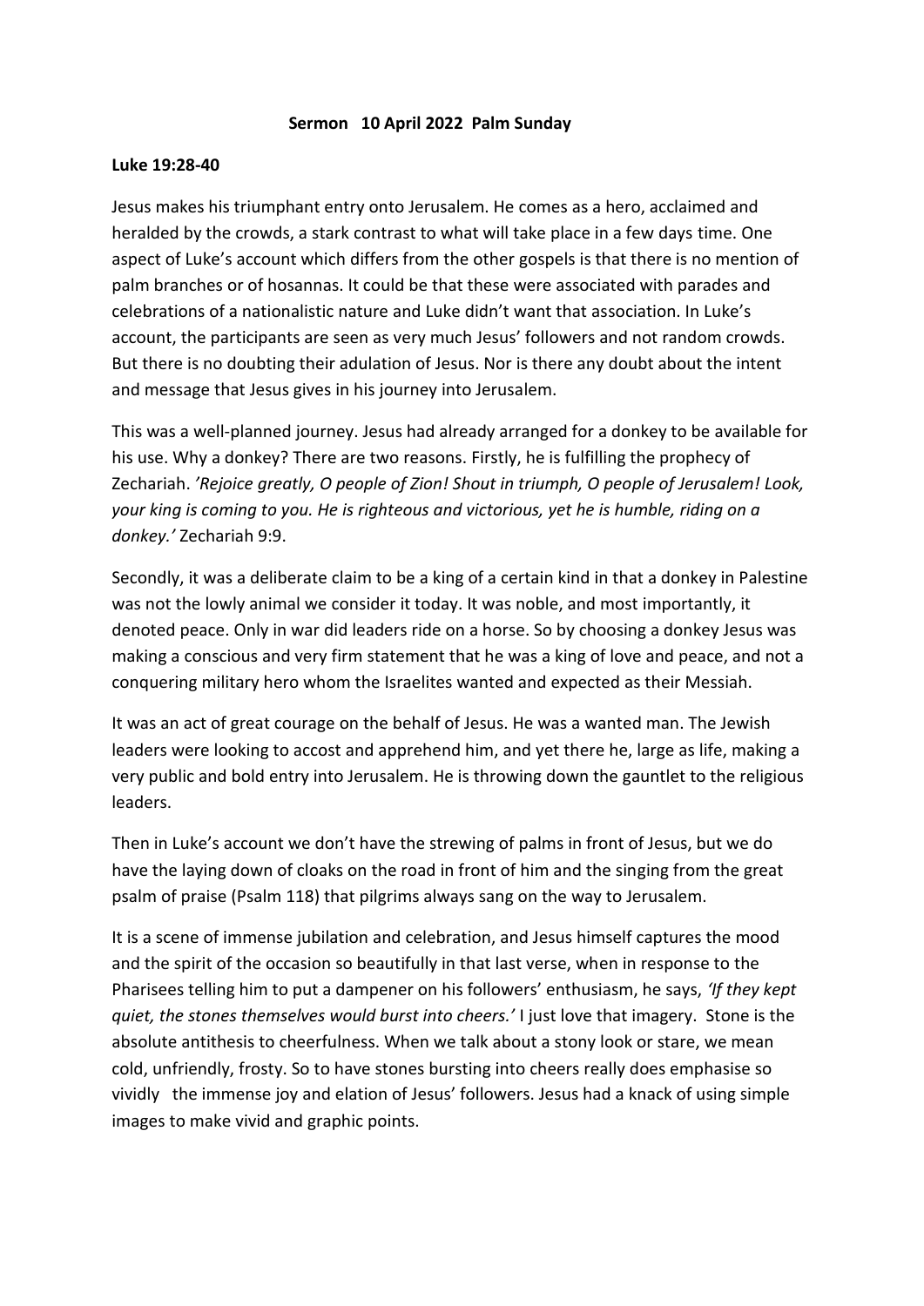**Sermon 10 April 2022 Palm Sunday**

**Luke 19:28-40**

Jesus makes his triumphant entry onto Jerusalem. He comes as a hero, acclaimed and heralded by the crowds, a stark contrast to what will take place in a few days time. One aspect of Luke's account which differs from the other gospels is that there is no mention of palm branches or of hosannas. It could be that these were associated with parades and celebrations of a nationalistic nature and Luke didn't want that association. In Luke's account, the participants are seen as very much Jesus' followers and not random crowds. But there is no doubting their adulation of Jesus. Nor is there any doubt about the intent and message that Jesus gives in his journey into Jerusalem.

This was a well-planned journey. Jesus had already arranged for a donkey to be available for his use. Why a donkey? There are two reasons. Firstly, he is fulfilling the prophecy of Zechariah. *'Rejoice greatly, O people of Zion! Shout in triumph, O people of Jerusalem! Look, your king is coming to you. He is righteous and victorious, yet he is humble, riding on a donkey.'* Zechariah 9:9.

Secondly, it was a deliberate claim to be a king of a certain kind in that a donkey in Palestine was not the lowly animal we consider it today. It was noble, and most importantly, it denoted peace. Only in war did leaders ride on a horse. So by choosing a donkey Jesus was making a conscious and very firm statement that he was a king of love and peace, and not a conquering military hero whom the Israelites wanted and expected as their Messiah.

It was an act of great courage on the behalf of Jesus. He was a wanted man. The Jewish leaders were looking to accost and apprehend him, and yet there he, large as life, making a very public and bold entry into Jerusalem. He is throwing down the gauntlet to the religious leaders.

Then in Luke's account we don't have the strewing of palms in front of Jesus, but we do have the laying down of cloaks on the road in front of him and the singing from the great psalm of praise (Psalm 118) that pilgrims always sang on the way to Jerusalem.

It is a scene of immense jubilation and celebration, and Jesus himself captures the mood and the spirit of the occasion so beautifully in that last verse, when in response to the Pharisees telling him to put a dampener on his followers' enthusiasm, he says, *'If they kept quiet, the stones themselves would burst into cheers.'* I just love that imagery. Stone is the absolute antithesis to cheerfulness. When we talk about a stony look or stare, we mean cold, unfriendly, frosty. So to have stones bursting into cheers really does emphasise so vividly the immense joy and elation of Jesus' followers. Jesus had a knack of using simple images to make vivid and graphic points.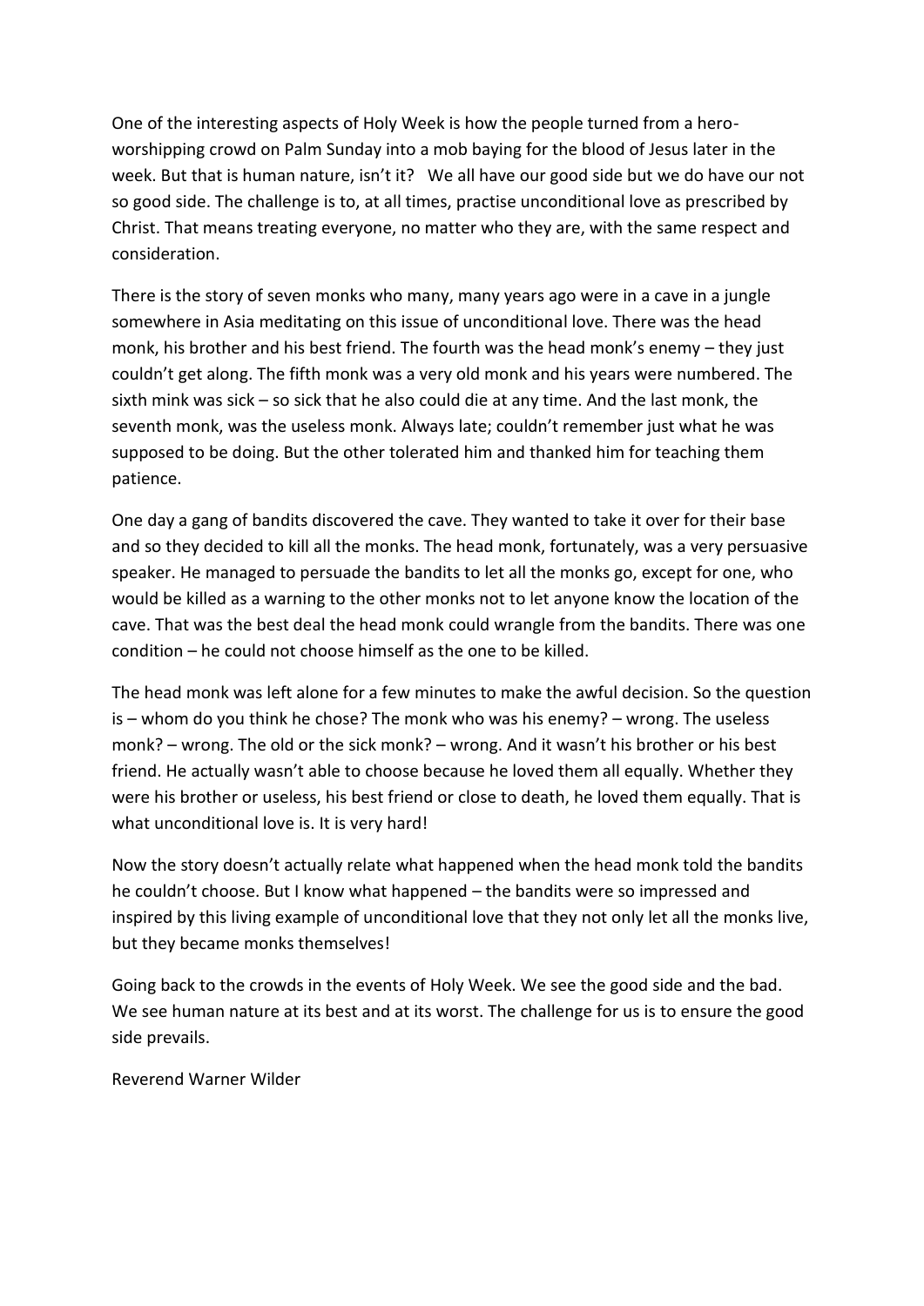One of the interesting aspects of Holy Week is how the people turned from a hero-worshipping crowd on Palm Sunday into a mob baying for the blood of Jesus later in the week. But that is human nature, isn't it? We all have our good side but we do have our not so good side. The challenge is to, at all times, practise unconditional love as prescribed by Christ. That means treating everyone, no matter who they are, with the same respect and consideration.

There is the story of seven monks who many, many years ago were in a cave in a jungle somewhere in Asia meditating on this issue of unconditional love. There was the head monk, his brother and his best friend. The fourth was the head monk's enemy – they just couldn't get along. The fifth monk was a very old monk and his years were numbered. The sixth mink was sick – so sick that he also could die at any time. And the last monk, the seventh monk, was the useless monk. Always late; couldn't remember just what he was supposed to be doing. But the other tolerated him and thanked him for teaching them patience.

One day a gang of bandits discovered the cave. They wanted to take it over for their base and so they decided to kill all the monks. The head monk, fortunately, was a very persuasive speaker. He managed to persuade the bandits to let all the monks go, except for one, who would be killed as a warning to the other monks not to let anyone know the location of the cave. That was the best deal the head monk could wrangle from the bandits. There was one condition – he could not choose himself as the one to be killed.

The head monk was left alone for a few minutes to make the awful decision. So the question is – whom do you think he chose? The monk who was his enemy? – wrong. The useless monk? – wrong. The old or the sick monk? – wrong. And it wasn't his brother or his best friend. He actually wasn't able to choose because he loved them all equally. Whether they were his brother or useless, his best friend or close to death, he loved them equally. That is what unconditional love is. It is very hard!

Now the story doesn't actually relate what happened when the head monk told the bandits he couldn't choose. But I know what happened – the bandits were so impressed and inspired by this living example of unconditional love that they not only let all the monks live, but they became monks themselves!

Going back to the crowds in the events of Holy Week. We see the good side and the bad. We see human nature at its best and at its worst. The challenge for us is to ensure the good side prevails.

Reverend Warner Wilder